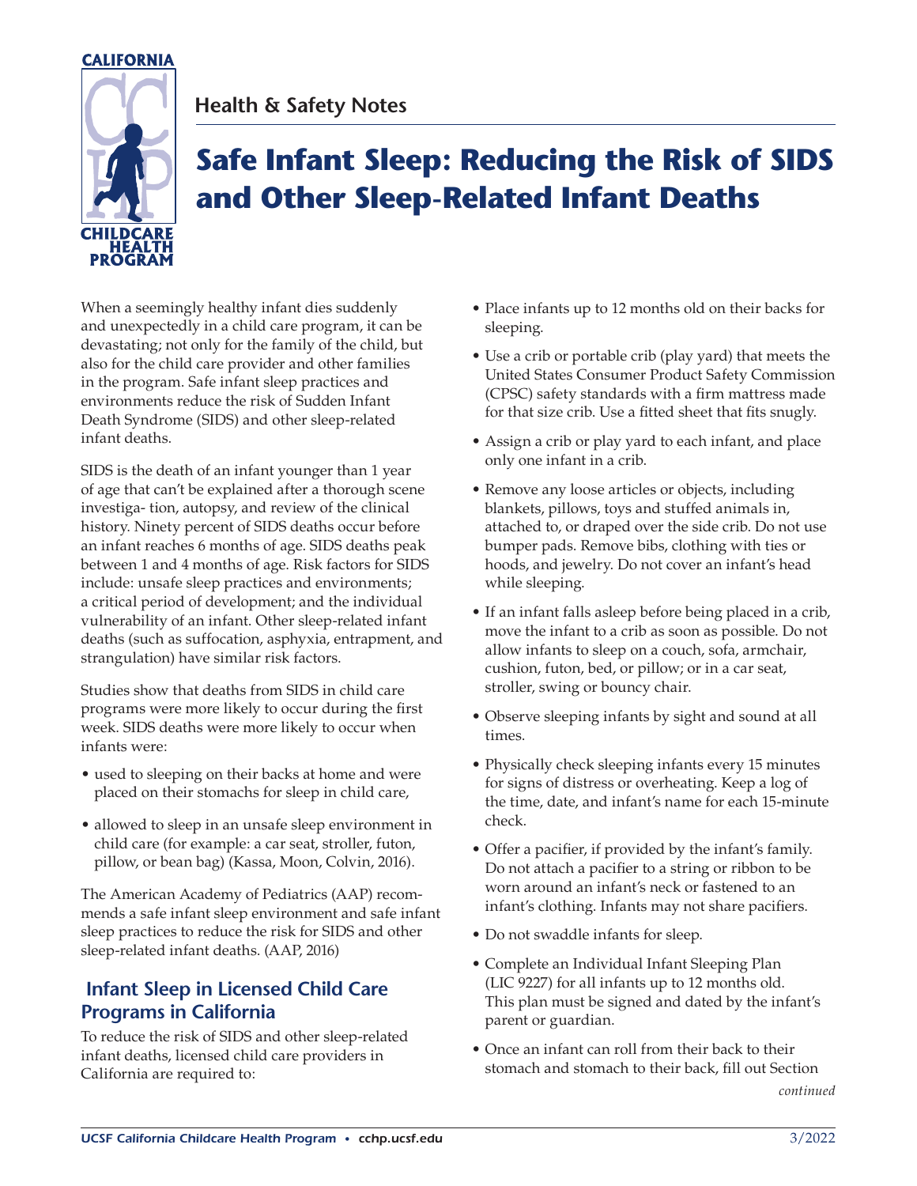Health & Safety Notes

# Safe Infant Sleep: Reducing the Risk of SIDS and Other Sleep-Related Infant Deaths

When a seemingly healthy infant dies suddenly and unexpectedly in a child care program, it can be devastating; not only for the family of the child, but also for the child care provider and other families in the program. Safe infant sleep practices and environments reduce the risk of Sudden Infant Death Syndrome (SIDS) and other sleep-related infant deaths.

SIDS is the death of an infant younger than 1 year of age that can't be explained after a thorough scene investiga- tion, autopsy, and review of the clinical history. Ninety percent of SIDS deaths occur before an infant reaches 6 months of age. SIDS deaths peak between 1 and 4 months of age. Risk factors for SIDS include: unsafe sleep practices and environments; a critical period of development; and the individual vulnerability of an infant. Other sleep-related infant deaths (such as suffocation, asphyxia, entrapment, and strangulation) have similar risk factors.

Studies show that deaths from SIDS in child care programs were more likely to occur during the first week. SIDS deaths were more likely to occur when infants were:

- used to sleeping on their backs at home and were placed on their stomachs for sleep in child care,
- allowed to sleep in an unsafe sleep environment in child care (for example: a car seat, stroller, futon, pillow, or bean bag) (Kassa, Moon, Colvin, 2016).

The American Academy of Pediatrics (AAP) recom- mends a safe infant sleep environment and safe infant sleep practices to reduce the risk for SIDS and other sleep-related infant deaths. (AAP, 2016)

## Infant Sleep in Licensed Child Care Programs in California

To reduce the risk of SIDS and other sleep-related infant deaths, licensed child care providers in California are required to:

- Place infants up to 12 months old on their backs for sleeping.
- Use a crib or portable crib (play yard) that meets the United States Consumer Product Safety Commission (CPSC) safety standards with a firm mattress made for that size crib. Use a fitted sheet that fits snugly.
- Assign a crib or play yard to each infant, and place only one infant in a crib.
- Remove any loose articles or objects, including blankets, pillows, toys and stuffed animals in, attached to, or draped over the side crib. Do not use bumper pads. Remove bibs, clothing with ties or hoods, and jewelry. Do not cover an infant's head while sleeping.
- If an infant falls asleep before being placed in a crib, move the infant to a crib as soon as possible. Do not allow infants to sleep on a couch, sofa, armchair, cushion, futon, bed, or pillow; or in a car seat, stroller, swing or bouncy chair.
- Observe sleeping infants by sight and sound at all times.
- Physically check sleeping infants every 15 minutes for signs of distress or overheating. Keep a log of the time, date, and infant's name for each 15-minute check.
- Offer a pacifier, if provided by the infant's family. Do not attach a pacifier to a string or ribbon to be worn around an infant's neck or fastened to an infant's clothing. Infants may not share pacifiers.
- Do not swaddle infants for sleep.
- Complete an Individual Infant Sleeping Plan (LIC 9227) for all infants up to 12 months old. This plan must be signed and dated by the infant's parent or guardian.
- Once an infant can roll from their back to their stomach and stomach to their back, fill out Section

*continued*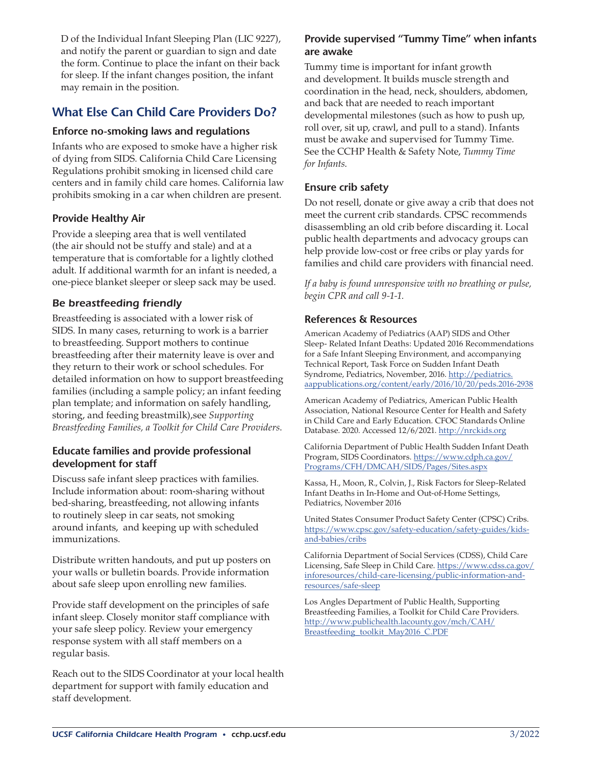D of the Individual Infant Sleeping Plan (LIC 9227), and notify the parent or guardian to sign and date the form. Continue to place the infant on their back for sleep. If the infant changes position, the infant may remain in the position.

## What Else Can Child Care Providers Do?

### Enforce no-smoking laws and regulations

Infants who are exposed to smoke have a higher risk of dying from SIDS. California Child Care Licensing Regulations prohibit smoking in licensed child care centers and in family child care homes. California law prohibits smoking in a car when children are present.

### Provide Healthy Air

Provide a sleeping area that is well ventilated (the air should not be stuffy and stale) and at a temperature that is comfortable for a lightly clothed adult. If additional warmth for an infant is needed, a one-piece blanket sleeper or sleep sack may be used.

### *Be breastfeeding friendly*

Breastfeeding is associated with a lower risk of SIDS. In many cases, returning to work is a barrier to breastfeeding. Support mothers to continue breastfeeding after their maternity leave is over and they return to their work or school schedules. For detailed information on how to support breastfeeding families (including a sample policy; an infant feeding plan template; and information on safely handling, storing, and feeding breastmilk),see *Supporting Breastfeeding Families, a Toolkit for Child Care Providers*.

### Educate families and provide professional development for staff

Discuss safe infant sleep practices with families. Include information about: room-sharing without bed-sharing, breastfeeding, not allowing infants to routinely sleep in car seats, not smoking around infants, and keeping up with scheduled immunizations.

Distribute written handouts, and put up posters on your walls or bulletin boards. Provide information about safe sleep upon enrolling new families.

Provide staff development on the principles of safe infant sleep. Closely monitor staff compliance with your safe sleep policy. Review your emergency response system with all staff members on a regular basis.

Reach out to the SIDS Coordinator at your local health department for support with family education and staff development.

### Provide supervised "Tummy Time" when infants are awake

Tummy time is important for infant growth and development. It builds muscle strength and coordination in the head, neck, shoulders, abdomen, and back that are needed to reach important developmental milestones (such as how to push up, roll over, sit up, crawl, and pull to a stand). Infants must be awake and supervised for Tummy Time. See the CCHP Health & Safety Note, *Tummy Time for Infants*.

### Ensure crib safety

Do not resell, donate or give away a crib that does not meet the current crib standards. CPSC recommends disassembling an old crib before discarding it. Local public health departments and advocacy groups can help provide low-cost or free cribs or play yards for families and child care providers with financial need.

*If a baby is found unresponsive with no breathing or pulse, begin CPR and call 9-1-1.*

### References & Resources

American Academy of Pediatrics (AAP) SIDS and Other Sleep- Related Infant Deaths: Updated 2016 Recommendations for a Safe Infant Sleeping Environment, and accompanying Technical Report, Task Force on Sudden Infant Death Syndrome, Pediatrics, November, 2016. http://pediatrics.aappublications.org/content/early/2016/10/20/peds.2016-2938

American Academy of Pediatrics, American Public Health Association, National Resource Center for Health and Safety in Child Care and Early Education. CFOC Standards Online Database. 2020. Accessed 12/6/2021. http://nrckids.org

California Department of Public Health Sudden Infant Death Program, SIDS Coordinators. https://www.cdph.ca.gov/Programs/CFH/DMCAH/SIDS/Pages/Sites.aspx

Kassa, H., Moon, R., Colvin, J., Risk Factors for Sleep-Related Infant Deaths in In-Home and Out-of-Home Settings, Pediatrics, November 2016

United States Consumer Product Safety Center (CPSC) Cribs. https://www.cpsc.gov/safety-education/safety-guides/kids-and-babies/cribs

California Department of Social Services (CDSS), Child Care Licensing, Safe Sleep in Child Care. https://www.cdss.ca.gov/inforesources/child-care-licensing/public-information-and-resources/safe-sleep

Los Angles Department of Public Health, Supporting Breastfeeding Families, a Toolkit for Child Care Providers. http://www.publichealth.lacounty.gov/mch/CAH/Breastfeeding_toolkit_May2016_C.PDF